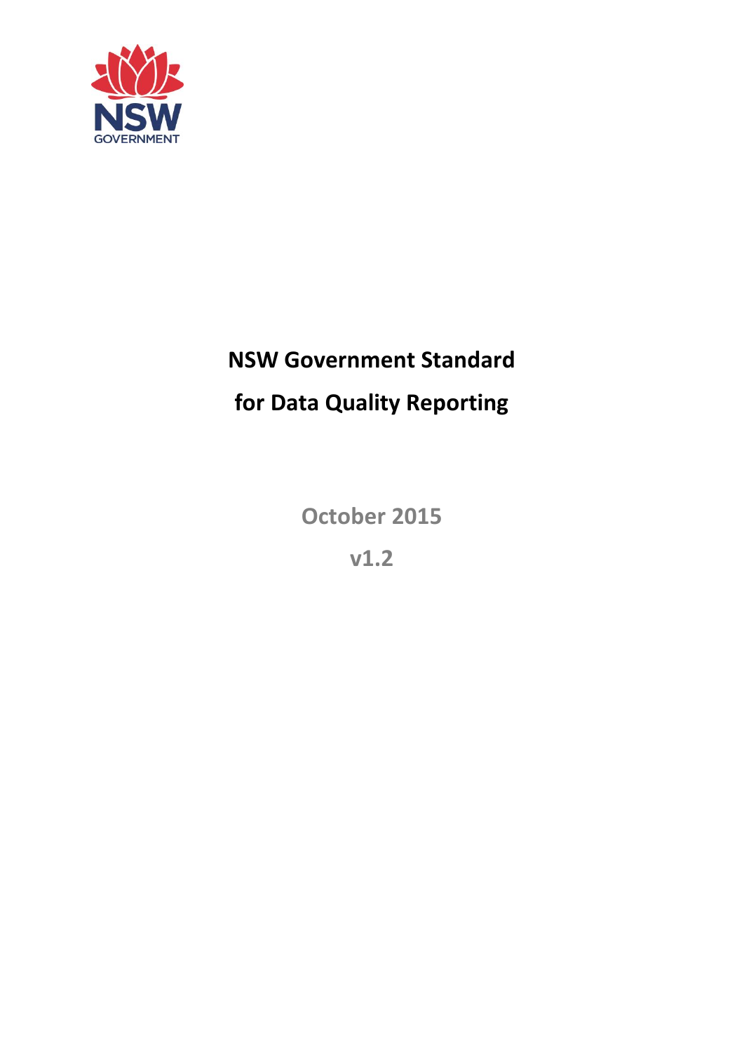NSW GOVERNMENT

# NSW Government Standard for Data Quality Reporting

October 2015

v1.2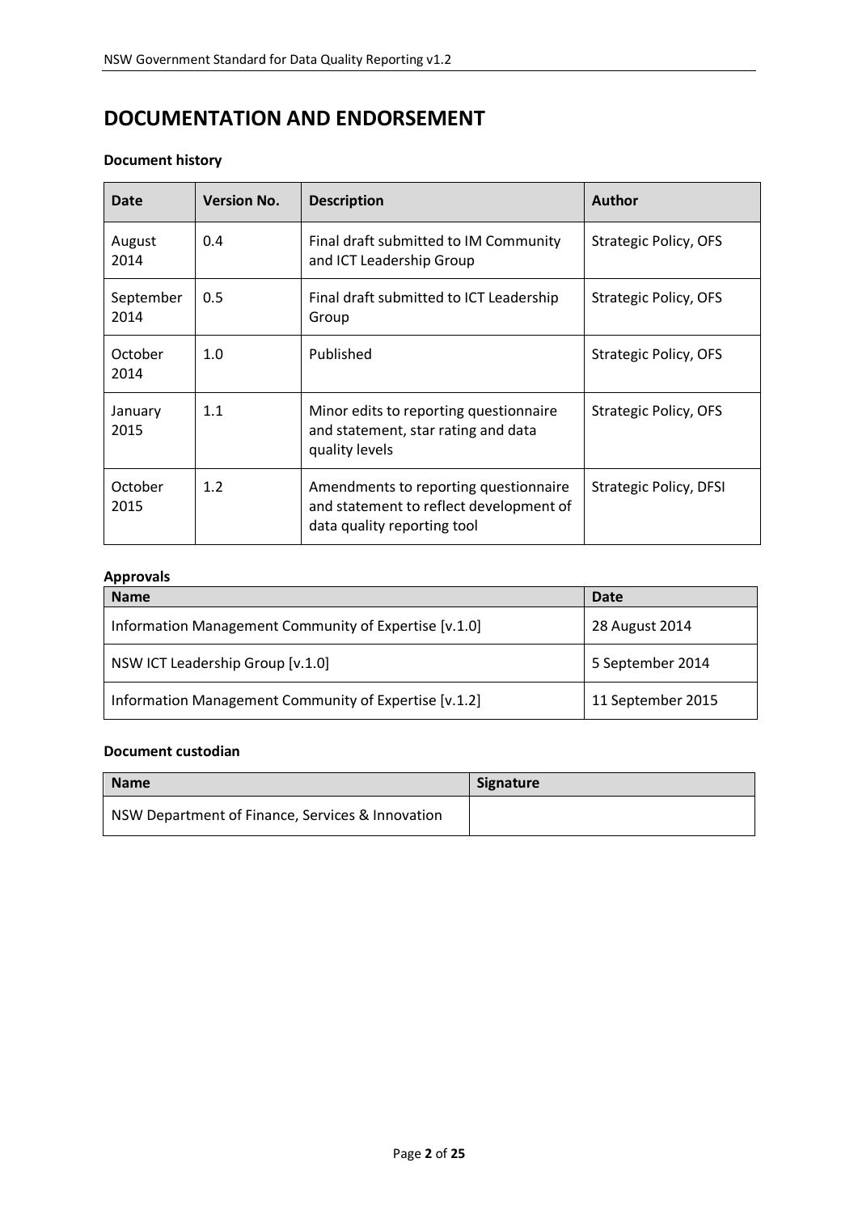# DOCUMENTATION AND ENDORSEMENT

**Document history**

| Date | Version No. | Description | Author |
|---|---|---|---|
| August 2014 | 0.4 | Final draft submitted to IM Community and ICT Leadership Group | Strategic Policy, OFS |
| September 2014 | 0.5 | Final draft submitted to ICT Leadership Group | Strategic Policy, OFS |
| October 2014 | 1.0 | Published | Strategic Policy, OFS |
| January 2015 | 1.1 | Minor edits to reporting questionnaire and statement, star rating and data quality levels | Strategic Policy, OFS |
| October 2015 | 1.2 | Amendments to reporting questionnaire and statement to reflect development of data quality reporting tool | Strategic Policy, DFSI |

**Approvals**

| Name | Date |
|---|---|
| Information Management Community of Expertise [v.1.0] | 28 August 2014 |
| NSW ICT Leadership Group [v.1.0] | 5 September 2014 |
| Information Management Community of Expertise [v.1.2] | 11 September 2015 |

**Document custodian**

| Name | Signature |
|---|---|
| NSW Department of Finance, Services & Innovation | |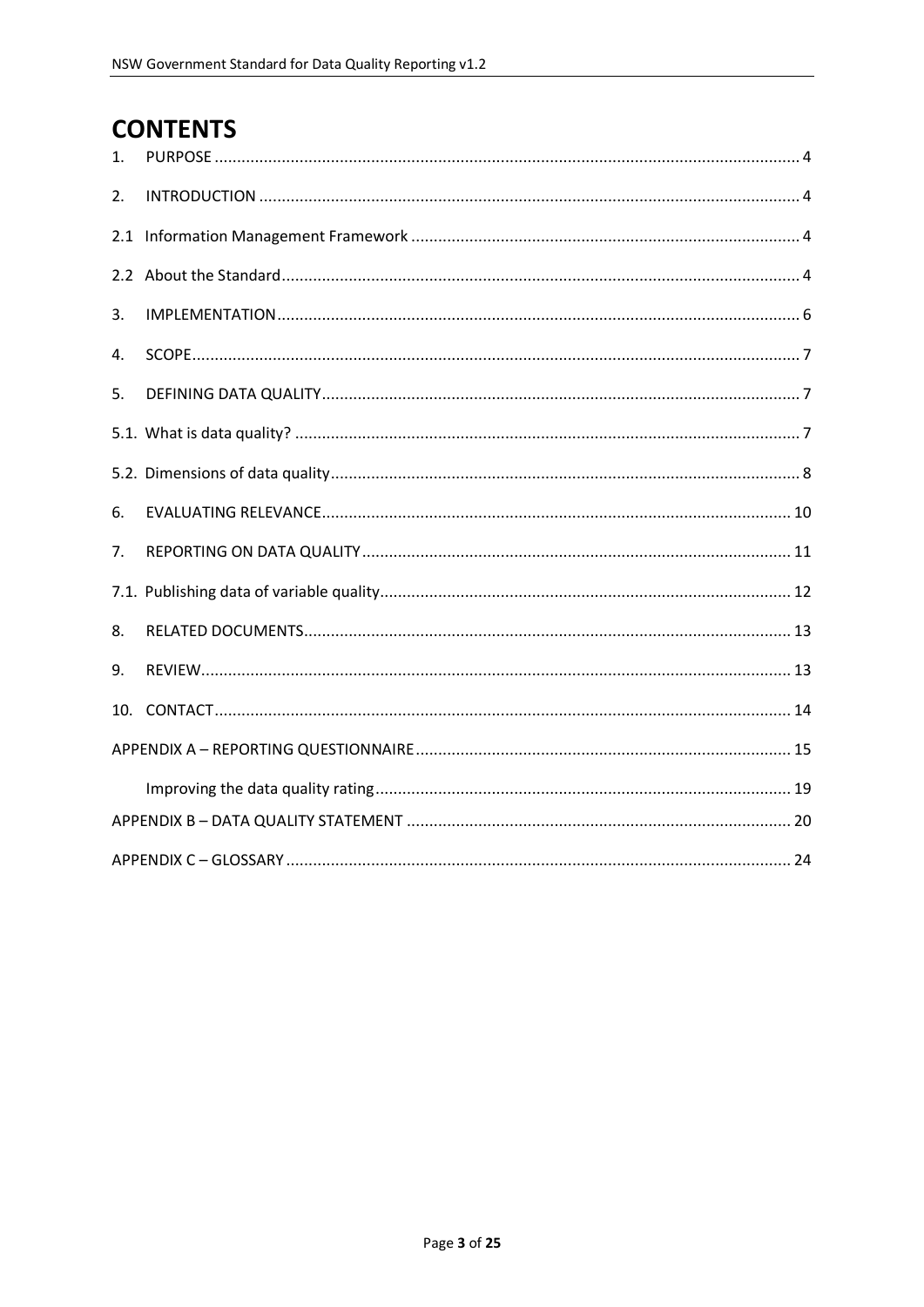# CONTENTS

1. PURPOSE ..... 4
2. INTRODUCTION ..... 4

2.1 Information Management Framework ..... 4

2.2 About the Standard ..... 4

3. IMPLEMENTATION ..... 6
4. SCOPE ..... 7
5. DEFINING DATA QUALITY ..... 7

5.1. What is data quality? ..... 7

5.2. Dimensions of data quality ..... 8

6. EVALUATING RELEVANCE ..... 10
7. REPORTING ON DATA QUALITY ..... 11

7.1. Publishing data of variable quality ..... 12

8. RELATED DOCUMENTS ..... 13
9. REVIEW ..... 13
10. CONTACT ..... 14

APPENDIX A – REPORTING QUESTIONNAIRE ..... 15

Improving the data quality rating ..... 19

APPENDIX B – DATA QUALITY STATEMENT ..... 20

APPENDIX C – GLOSSARY ..... 24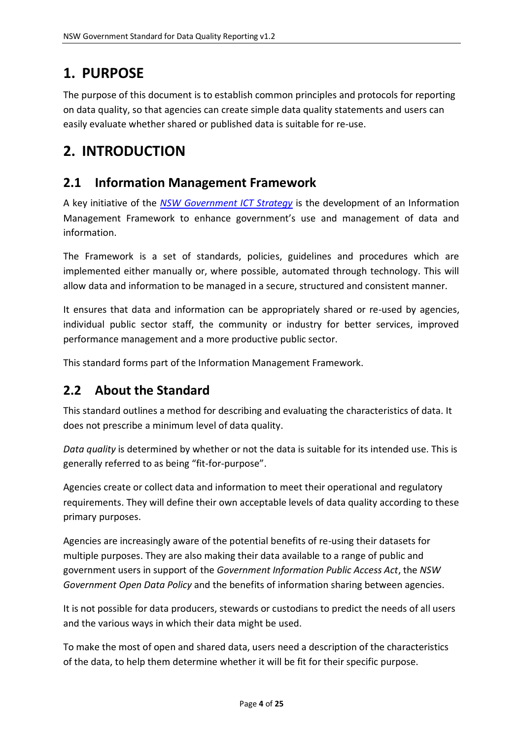# 1. PURPOSE

The purpose of this document is to establish common principles and protocols for reporting on data quality, so that agencies can create simple data quality statements and users can easily evaluate whether shared or published data is suitable for re-use.

# 2. INTRODUCTION

## 2.1 Information Management Framework

A key initiative of the [*NSW Government ICT Strategy*]() is the development of an Information Management Framework to enhance government's use and management of data and information.

The Framework is a set of standards, policies, guidelines and procedures which are implemented either manually or, where possible, automated through technology. This will allow data and information to be managed in a secure, structured and consistent manner.

It ensures that data and information can be appropriately shared or re-used by agencies, individual public sector staff, the community or industry for better services, improved performance management and a more productive public sector.

This standard forms part of the Information Management Framework.

## 2.2 About the Standard

This standard outlines a method for describing and evaluating the characteristics of data. It does not prescribe a minimum level of data quality.

*Data quality* is determined by whether or not the data is suitable for its intended use. This is generally referred to as being "fit-for-purpose".

Agencies create or collect data and information to meet their operational and regulatory requirements. They will define their own acceptable levels of data quality according to these primary purposes.

Agencies are increasingly aware of the potential benefits of re-using their datasets for multiple purposes. They are also making their data available to a range of public and government users in support of the *Government Information Public Access Act*, the *NSW Government Open Data Policy* and the benefits of information sharing between agencies.

It is not possible for data producers, stewards or custodians to predict the needs of all users and the various ways in which their data might be used.

To make the most of open and shared data, users need a description of the characteristics of the data, to help them determine whether it will be fit for their specific purpose.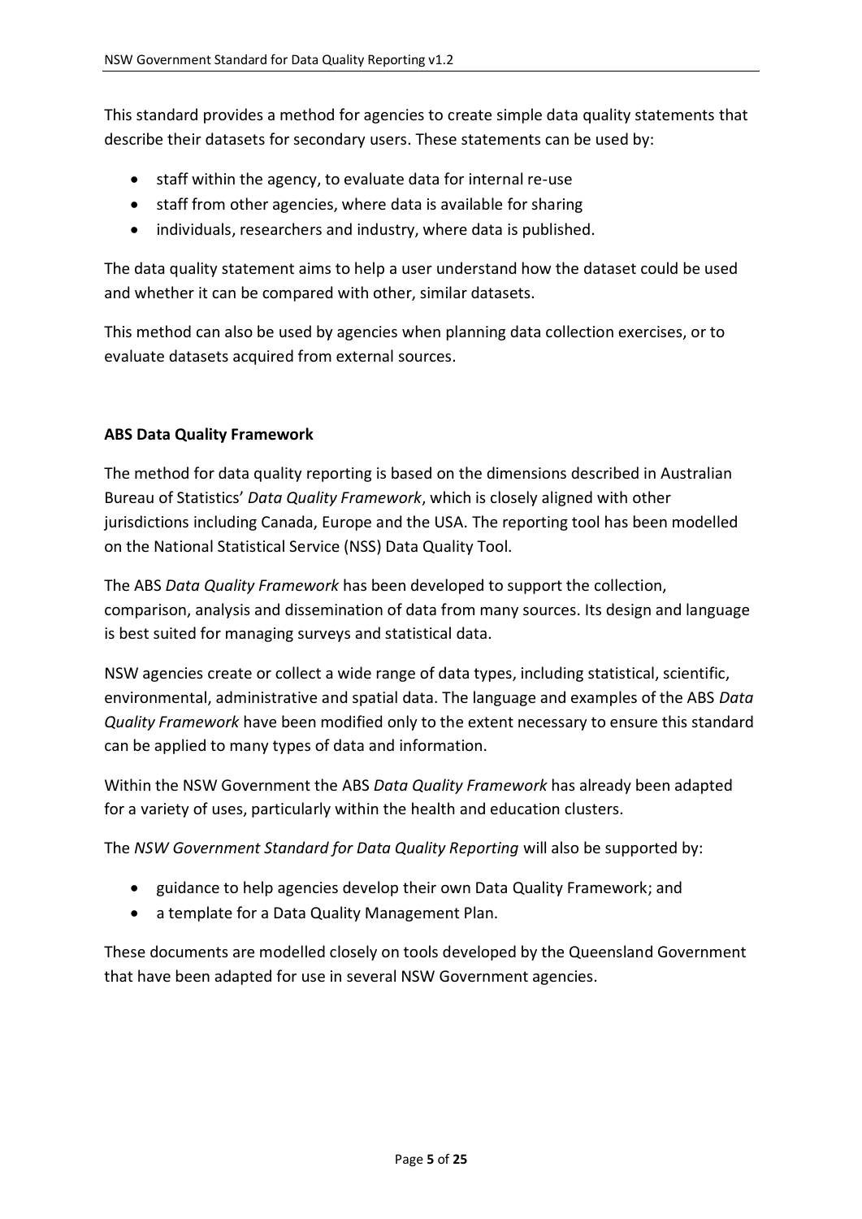This standard provides a method for agencies to create simple data quality statements that describe their datasets for secondary users. These statements can be used by:

- staff within the agency, to evaluate data for internal re-use
- staff from other agencies, where data is available for sharing
- individuals, researchers and industry, where data is published.

The data quality statement aims to help a user understand how the dataset could be used and whether it can be compared with other, similar datasets.

This method can also be used by agencies when planning data collection exercises, or to evaluate datasets acquired from external sources.

**ABS Data Quality Framework**

The method for data quality reporting is based on the dimensions described in Australian Bureau of Statistics' *Data Quality Framework*, which is closely aligned with other jurisdictions including Canada, Europe and the USA. The reporting tool has been modelled on the National Statistical Service (NSS) Data Quality Tool.

The ABS *Data Quality Framework* has been developed to support the collection, comparison, analysis and dissemination of data from many sources. Its design and language is best suited for managing surveys and statistical data.

NSW agencies create or collect a wide range of data types, including statistical, scientific, environmental, administrative and spatial data. The language and examples of the ABS *Data Quality Framework* have been modified only to the extent necessary to ensure this standard can be applied to many types of data and information.

Within the NSW Government the ABS *Data Quality Framework* has already been adapted for a variety of uses, particularly within the health and education clusters.

The *NSW Government Standard for Data Quality Reporting* will also be supported by:

- guidance to help agencies develop their own Data Quality Framework; and
- a template for a Data Quality Management Plan.

These documents are modelled closely on tools developed by the Queensland Government that have been adapted for use in several NSW Government agencies.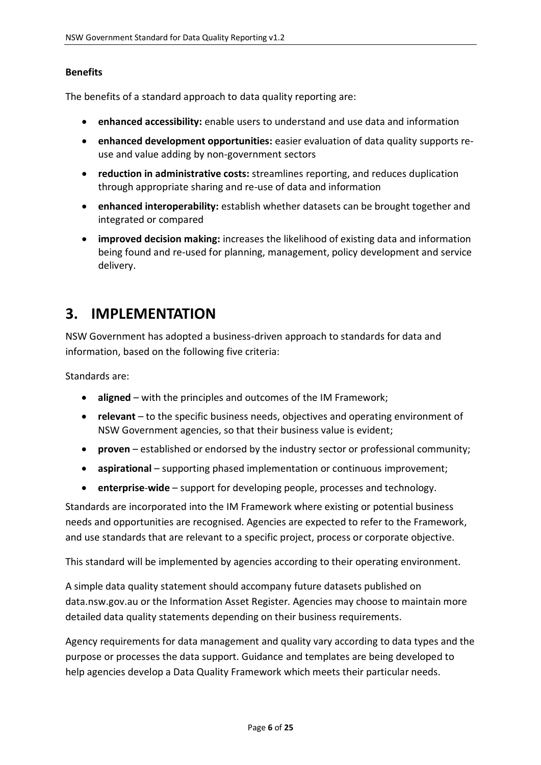**Benefits**

The benefits of a standard approach to data quality reporting are:

- **enhanced accessibility:** enable users to understand and use data and information
- **enhanced development opportunities:** easier evaluation of data quality supports re-use and value adding by non-government sectors
- **reduction in administrative costs:** streamlines reporting, and reduces duplication through appropriate sharing and re-use of data and information
- **enhanced interoperability:** establish whether datasets can be brought together and integrated or compared
- **improved decision making:** increases the likelihood of existing data and information being found and re-used for planning, management, policy development and service delivery.

# 3. IMPLEMENTATION

NSW Government has adopted a business-driven approach to standards for data and information, based on the following five criteria:

Standards are:

- **aligned** – with the principles and outcomes of the IM Framework;
- **relevant** – to the specific business needs, objectives and operating environment of NSW Government agencies, so that their business value is evident;
- **proven** – established or endorsed by the industry sector or professional community;
- **aspirational** – supporting phased implementation or continuous improvement;
- **enterprise-wide** – support for developing people, processes and technology.

Standards are incorporated into the IM Framework where existing or potential business needs and opportunities are recognised. Agencies are expected to refer to the Framework, and use standards that are relevant to a specific project, process or corporate objective.

This standard will be implemented by agencies according to their operating environment.

A simple data quality statement should accompany future datasets published on data.nsw.gov.au or the Information Asset Register. Agencies may choose to maintain more detailed data quality statements depending on their business requirements.

Agency requirements for data management and quality vary according to data types and the purpose or processes the data support. Guidance and templates are being developed to help agencies develop a Data Quality Framework which meets their particular needs.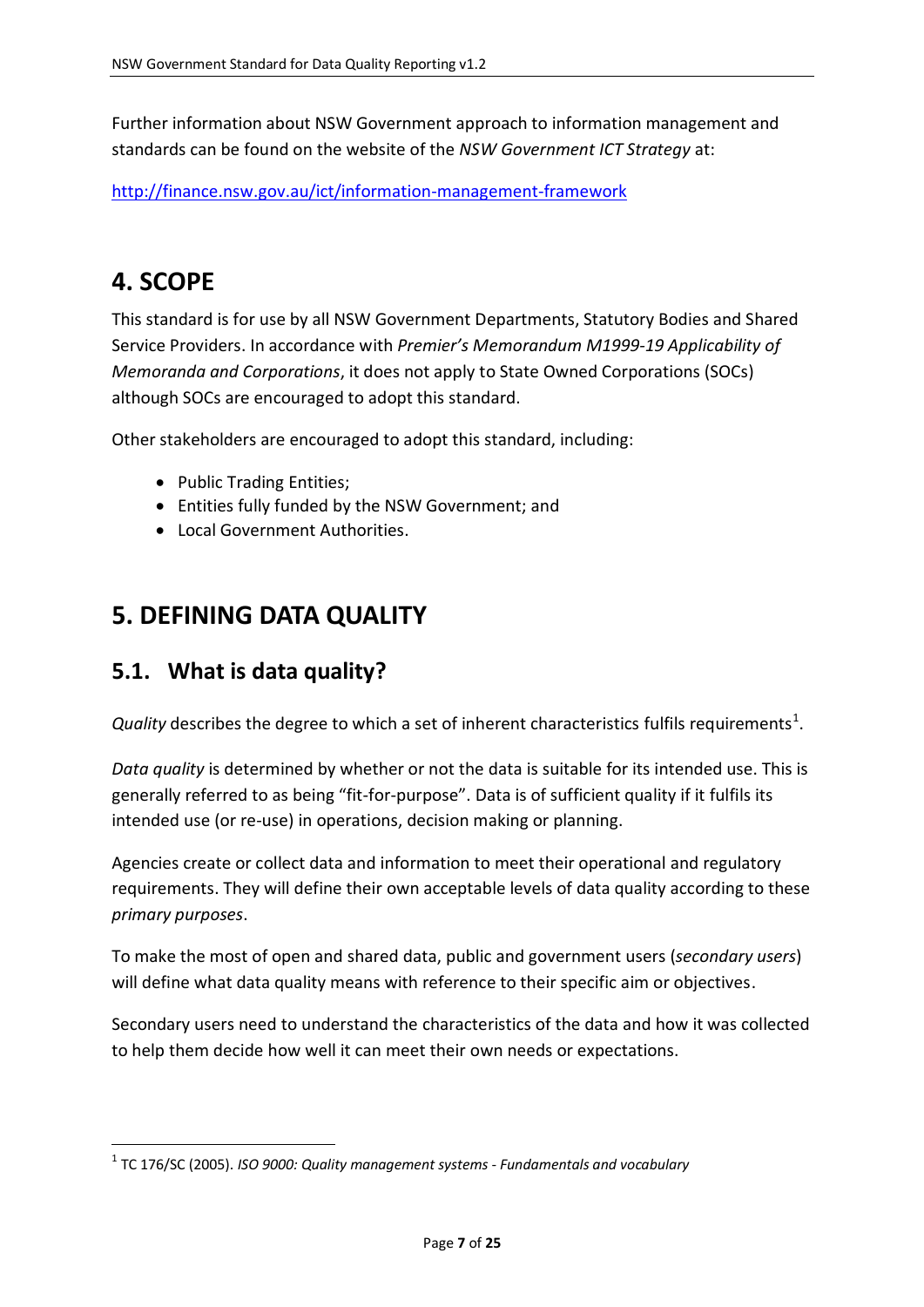Further information about NSW Government approach to information management and standards can be found on the website of the *NSW Government ICT Strategy* at:

http://finance.nsw.gov.au/ict/information-management-framework

# 4. SCOPE

This standard is for use by all NSW Government Departments, Statutory Bodies and Shared Service Providers. In accordance with *Premier's Memorandum M1999-19 Applicability of Memoranda and Corporations*, it does not apply to State Owned Corporations (SOCs) although SOCs are encouraged to adopt this standard.

Other stakeholders are encouraged to adopt this standard, including:

- Public Trading Entities;
- Entities fully funded by the NSW Government; and
- Local Government Authorities.

# 5. DEFINING DATA QUALITY

## 5.1. What is data quality?

*Quality* describes the degree to which a set of inherent characteristics fulfils requirements[1].

*Data quality* is determined by whether or not the data is suitable for its intended use. This is generally referred to as being "fit-for-purpose". Data is of sufficient quality if it fulfils its intended use (or re-use) in operations, decision making or planning.

Agencies create or collect data and information to meet their operational and regulatory requirements. They will define their own acceptable levels of data quality according to these *primary purposes*.

To make the most of open and shared data, public and government users (*secondary users*) will define what data quality means with reference to their specific aim or objectives.

Secondary users need to understand the characteristics of the data and how it was collected to help them decide how well it can meet their own needs or expectations.

[1] TC 176/SC (2005). *ISO 9000: Quality management systems - Fundamentals and vocabulary*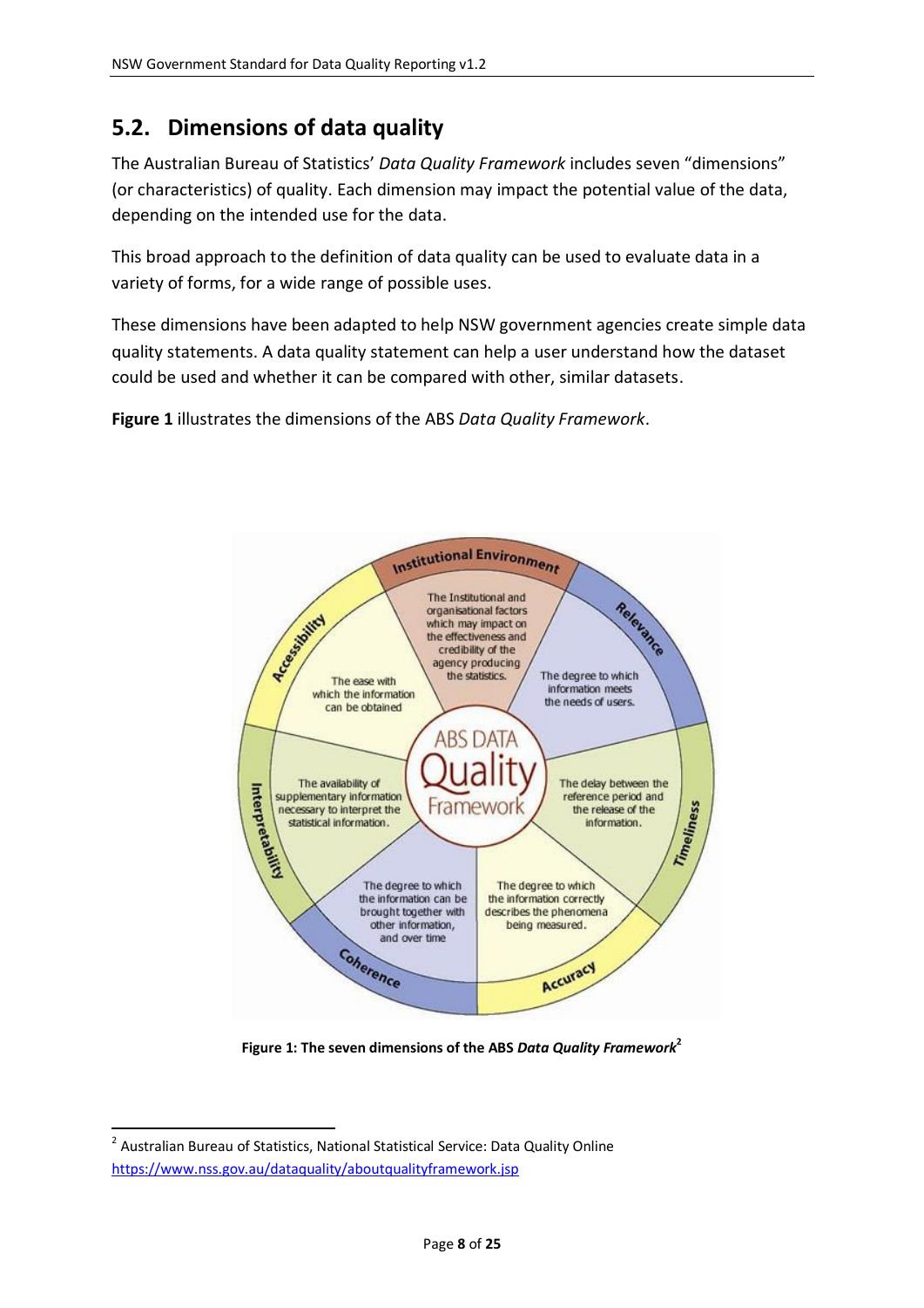## 5.2. Dimensions of data quality

The Australian Bureau of Statistics' *Data Quality Framework* includes seven "dimensions" (or characteristics) of quality. Each dimension may impact the potential value of the data, depending on the intended use for the data.

This broad approach to the definition of data quality can be used to evaluate data in a variety of forms, for a wide range of possible uses.

These dimensions have been adapted to help NSW government agencies create simple data quality statements. A data quality statement can help a user understand how the dataset could be used and whether it can be compared with other, similar datasets.

**Figure 1** illustrates the dimensions of the ABS *Data Quality Framework*.

ABS DATA Quality Framework

- **Institutional Environment**: The Institutional and organisational factors which may impact on the effectiveness and credibility of the agency producing the statistics.
- **Relevance**: The degree to which information meets the needs of users.
- **Timeliness**: The delay between the reference period and the release of the information.
- **Accuracy**: The degree to which the information correctly describes the phenomena being measured.
- **Coherence**: The degree to which the information can be brought together with other information, and over time
- **Interpretability**: The availability of supplementary information necessary to interpret the statistical information.
- **Accessibility**: The ease with which the information can be obtained

**Figure 1: The seven dimensions of the ABS *Data Quality Framework*[2]**

---

[2] Australian Bureau of Statistics, National Statistical Service: Data Quality Online https://www.nss.gov.au/dataquality/aboutqualityframework.jsp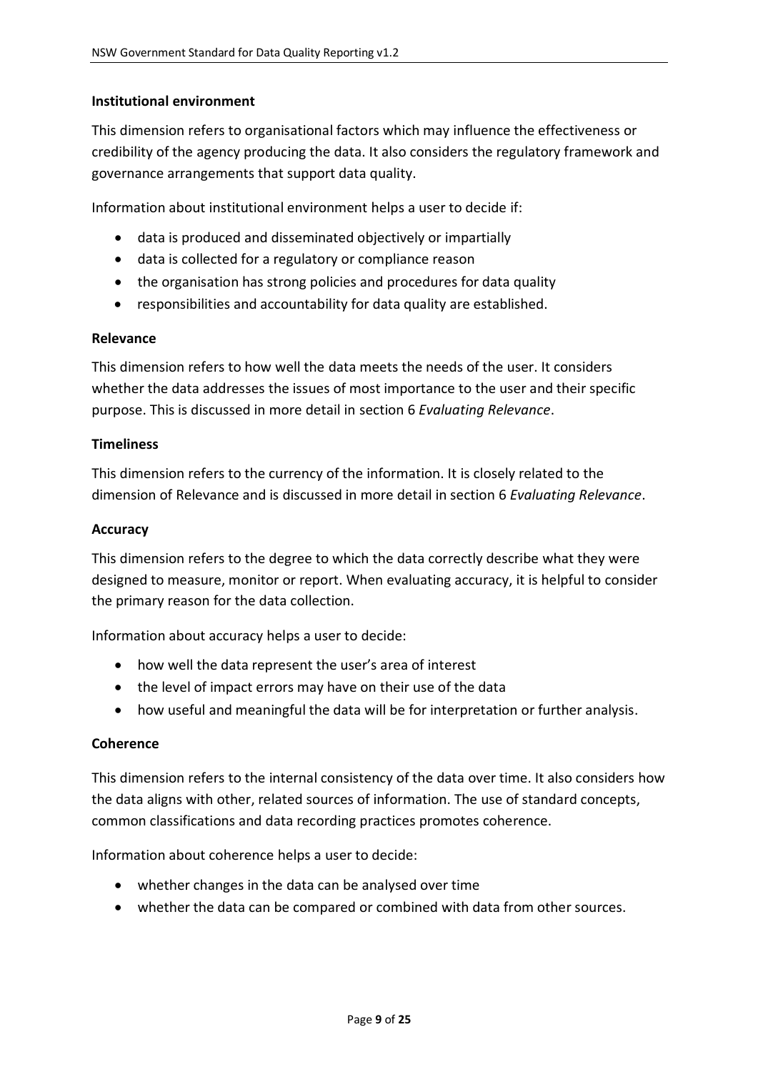**Institutional environment**

This dimension refers to organisational factors which may influence the effectiveness or credibility of the agency producing the data. It also considers the regulatory framework and governance arrangements that support data quality.

Information about institutional environment helps a user to decide if:

- data is produced and disseminated objectively or impartially
- data is collected for a regulatory or compliance reason
- the organisation has strong policies and procedures for data quality
- responsibilities and accountability for data quality are established.

**Relevance**

This dimension refers to how well the data meets the needs of the user. It considers whether the data addresses the issues of most importance to the user and their specific purpose. This is discussed in more detail in section 6 *Evaluating Relevance*.

**Timeliness**

This dimension refers to the currency of the information. It is closely related to the dimension of Relevance and is discussed in more detail in section 6 *Evaluating Relevance*.

**Accuracy**

This dimension refers to the degree to which the data correctly describe what they were designed to measure, monitor or report. When evaluating accuracy, it is helpful to consider the primary reason for the data collection.

Information about accuracy helps a user to decide:

- how well the data represent the user's area of interest
- the level of impact errors may have on their use of the data
- how useful and meaningful the data will be for interpretation or further analysis.

**Coherence**

This dimension refers to the internal consistency of the data over time. It also considers how the data aligns with other, related sources of information. The use of standard concepts, common classifications and data recording practices promotes coherence.

Information about coherence helps a user to decide:

- whether changes in the data can be analysed over time
- whether the data can be compared or combined with data from other sources.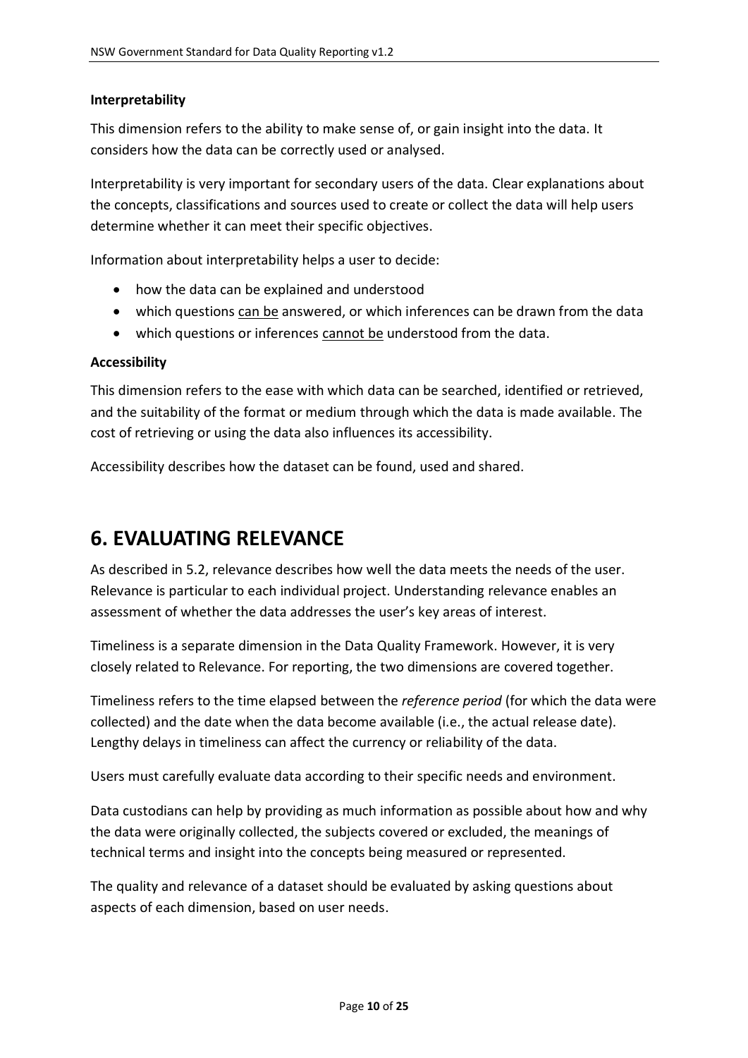**Interpretability**

This dimension refers to the ability to make sense of, or gain insight into the data. It considers how the data can be correctly used or analysed.

Interpretability is very important for secondary users of the data. Clear explanations about the concepts, classifications and sources used to create or collect the data will help users determine whether it can meet their specific objectives.

Information about interpretability helps a user to decide:

- how the data can be explained and understood
- which questions <u>can be</u> answered, or which inferences can be drawn from the data
- which questions or inferences <u>cannot be</u> understood from the data.

**Accessibility**

This dimension refers to the ease with which data can be searched, identified or retrieved, and the suitability of the format or medium through which the data is made available. The cost of retrieving or using the data also influences its accessibility.

Accessibility describes how the dataset can be found, used and shared.

# 6. EVALUATING RELEVANCE

As described in 5.2, relevance describes how well the data meets the needs of the user. Relevance is particular to each individual project. Understanding relevance enables an assessment of whether the data addresses the user's key areas of interest.

Timeliness is a separate dimension in the Data Quality Framework. However, it is very closely related to Relevance. For reporting, the two dimensions are covered together.

Timeliness refers to the time elapsed between the *reference period* (for which the data were collected) and the date when the data become available (i.e., the actual release date). Lengthy delays in timeliness can affect the currency or reliability of the data.

Users must carefully evaluate data according to their specific needs and environment.

Data custodians can help by providing as much information as possible about how and why the data were originally collected, the subjects covered or excluded, the meanings of technical terms and insight into the concepts being measured or represented.

The quality and relevance of a dataset should be evaluated by asking questions about aspects of each dimension, based on user needs.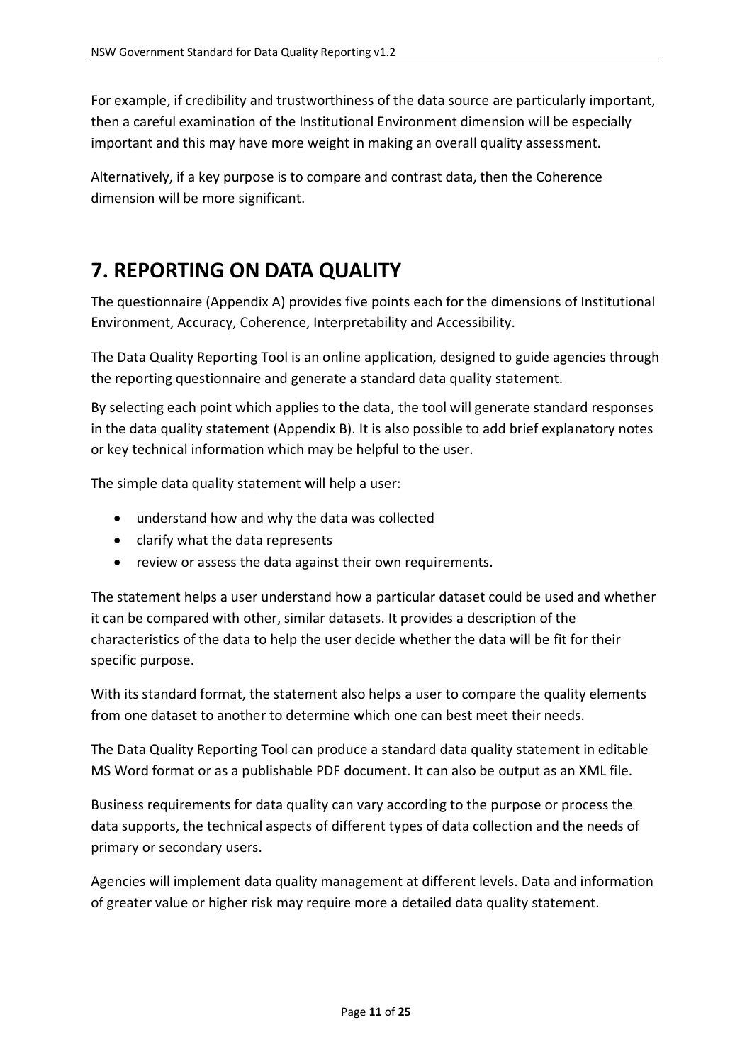For example, if credibility and trustworthiness of the data source are particularly important, then a careful examination of the Institutional Environment dimension will be especially important and this may have more weight in making an overall quality assessment.

Alternatively, if a key purpose is to compare and contrast data, then the Coherence dimension will be more significant.

# 7. REPORTING ON DATA QUALITY

The questionnaire (Appendix A) provides five points each for the dimensions of Institutional Environment, Accuracy, Coherence, Interpretability and Accessibility.

The Data Quality Reporting Tool is an online application, designed to guide agencies through the reporting questionnaire and generate a standard data quality statement.

By selecting each point which applies to the data, the tool will generate standard responses in the data quality statement (Appendix B). It is also possible to add brief explanatory notes or key technical information which may be helpful to the user.

The simple data quality statement will help a user:

- understand how and why the data was collected
- clarify what the data represents
- review or assess the data against their own requirements.

The statement helps a user understand how a particular dataset could be used and whether it can be compared with other, similar datasets. It provides a description of the characteristics of the data to help the user decide whether the data will be fit for their specific purpose.

With its standard format, the statement also helps a user to compare the quality elements from one dataset to another to determine which one can best meet their needs.

The Data Quality Reporting Tool can produce a standard data quality statement in editable MS Word format or as a publishable PDF document. It can also be output as an XML file.

Business requirements for data quality can vary according to the purpose or process the data supports, the technical aspects of different types of data collection and the needs of primary or secondary users.

Agencies will implement data quality management at different levels. Data and information of greater value or higher risk may require more a detailed data quality statement.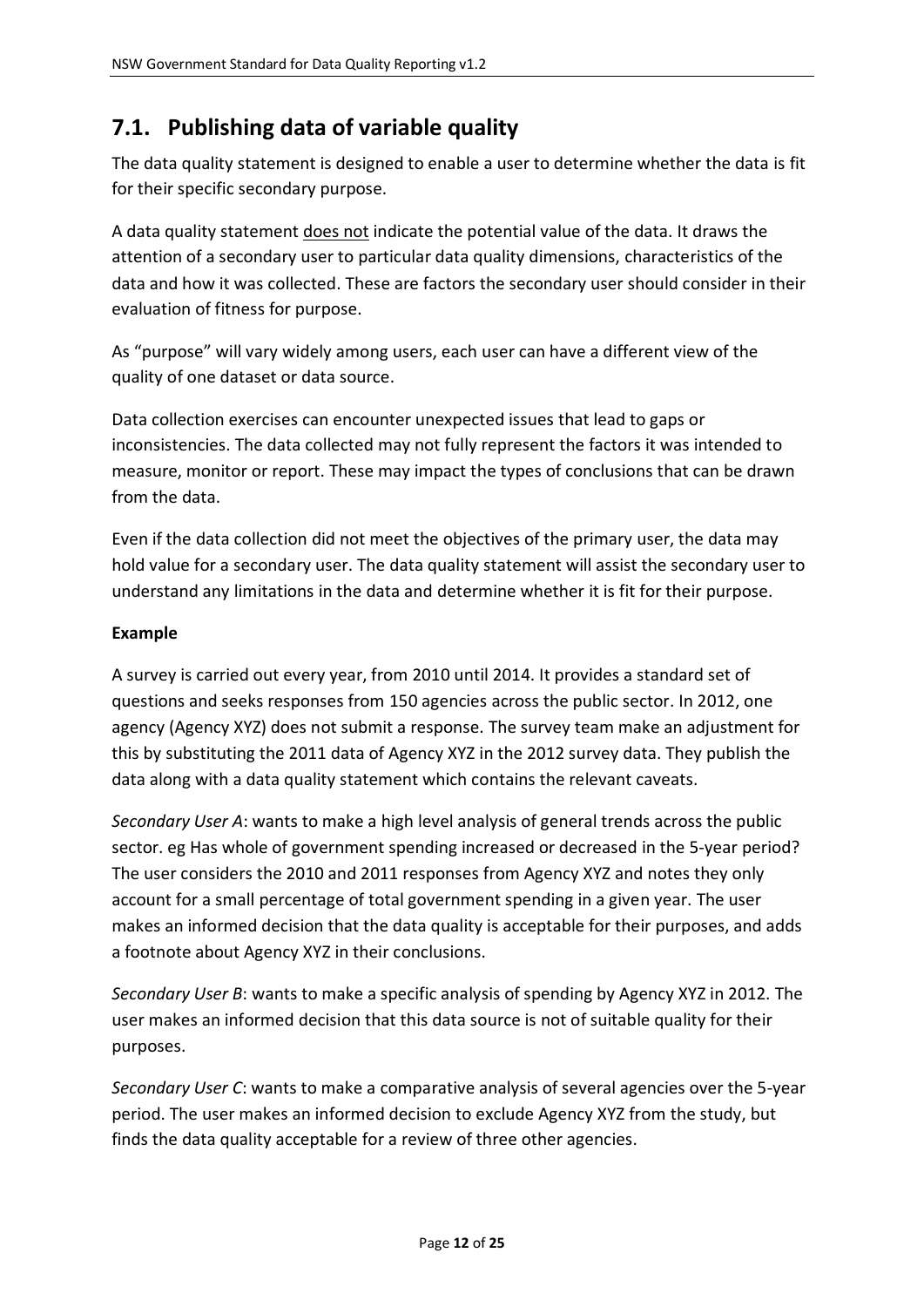## 7.1. Publishing data of variable quality

The data quality statement is designed to enable a user to determine whether the data is fit for their specific secondary purpose.

A data quality statement <u>does not</u> indicate the potential value of the data. It draws the attention of a secondary user to particular data quality dimensions, characteristics of the data and how it was collected. These are factors the secondary user should consider in their evaluation of fitness for purpose.

As "purpose" will vary widely among users, each user can have a different view of the quality of one dataset or data source.

Data collection exercises can encounter unexpected issues that lead to gaps or inconsistencies. The data collected may not fully represent the factors it was intended to measure, monitor or report. These may impact the types of conclusions that can be drawn from the data.

Even if the data collection did not meet the objectives of the primary user, the data may hold value for a secondary user. The data quality statement will assist the secondary user to understand any limitations in the data and determine whether it is fit for their purpose.

**Example**

A survey is carried out every year, from 2010 until 2014. It provides a standard set of questions and seeks responses from 150 agencies across the public sector. In 2012, one agency (Agency XYZ) does not submit a response. The survey team make an adjustment for this by substituting the 2011 data of Agency XYZ in the 2012 survey data. They publish the data along with a data quality statement which contains the relevant caveats.

*Secondary User A*: wants to make a high level analysis of general trends across the public sector. eg Has whole of government spending increased or decreased in the 5-year period? The user considers the 2010 and 2011 responses from Agency XYZ and notes they only account for a small percentage of total government spending in a given year. The user makes an informed decision that the data quality is acceptable for their purposes, and adds a footnote about Agency XYZ in their conclusions.

*Secondary User B*: wants to make a specific analysis of spending by Agency XYZ in 2012. The user makes an informed decision that this data source is not of suitable quality for their purposes.

*Secondary User C*: wants to make a comparative analysis of several agencies over the 5-year period. The user makes an informed decision to exclude Agency XYZ from the study, but finds the data quality acceptable for a review of three other agencies.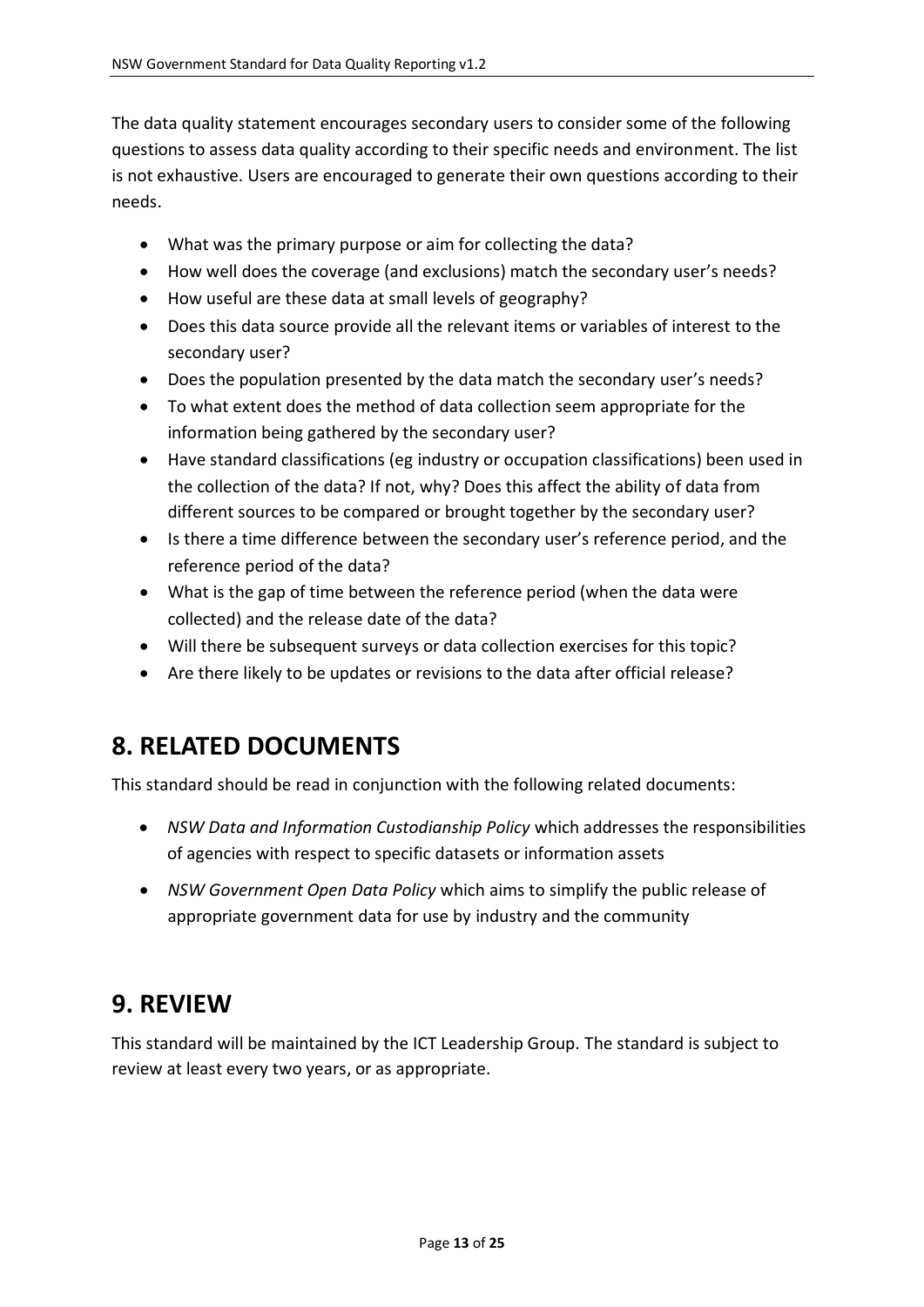The data quality statement encourages secondary users to consider some of the following questions to assess data quality according to their specific needs and environment. The list is not exhaustive. Users are encouraged to generate their own questions according to their needs.

- What was the primary purpose or aim for collecting the data?
- How well does the coverage (and exclusions) match the secondary user's needs?
- How useful are these data at small levels of geography?
- Does this data source provide all the relevant items or variables of interest to the secondary user?
- Does the population presented by the data match the secondary user's needs?
- To what extent does the method of data collection seem appropriate for the information being gathered by the secondary user?
- Have standard classifications (eg industry or occupation classifications) been used in the collection of the data? If not, why? Does this affect the ability of data from different sources to be compared or brought together by the secondary user?
- Is there a time difference between the secondary user's reference period, and the reference period of the data?
- What is the gap of time between the reference period (when the data were collected) and the release date of the data?
- Will there be subsequent surveys or data collection exercises for this topic?
- Are there likely to be updates or revisions to the data after official release?

# 8. RELATED DOCUMENTS

This standard should be read in conjunction with the following related documents:

- *NSW Data and Information Custodianship Policy* which addresses the responsibilities of agencies with respect to specific datasets or information assets
- *NSW Government Open Data Policy* which aims to simplify the public release of appropriate government data for use by industry and the community

# 9. REVIEW

This standard will be maintained by the ICT Leadership Group. The standard is subject to review at least every two years, or as appropriate.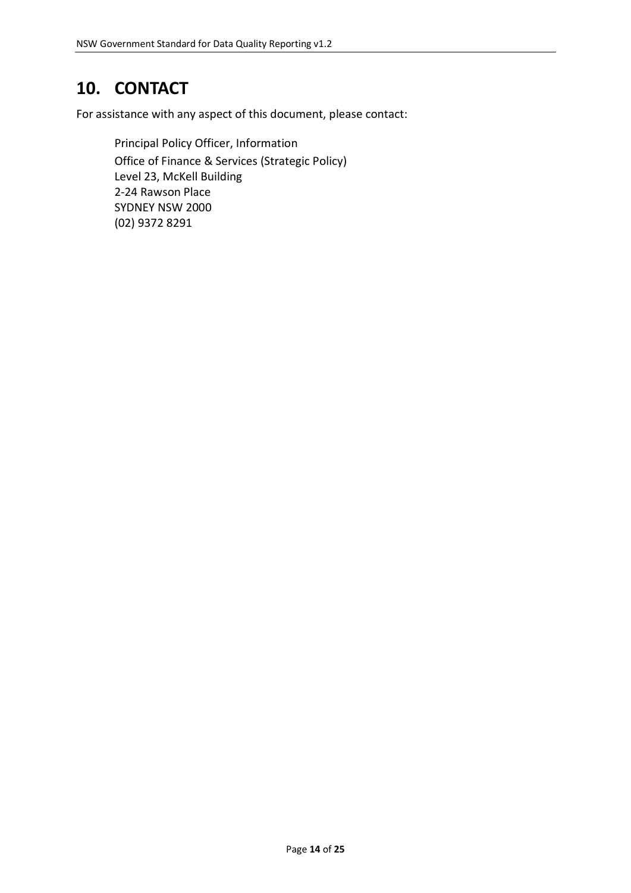# 10. CONTACT

For assistance with any aspect of this document, please contact:

Principal Policy Officer, Information
Office of Finance & Services (Strategic Policy)
Level 23, McKell Building
2-24 Rawson Place
SYDNEY NSW 2000
(02) 9372 8291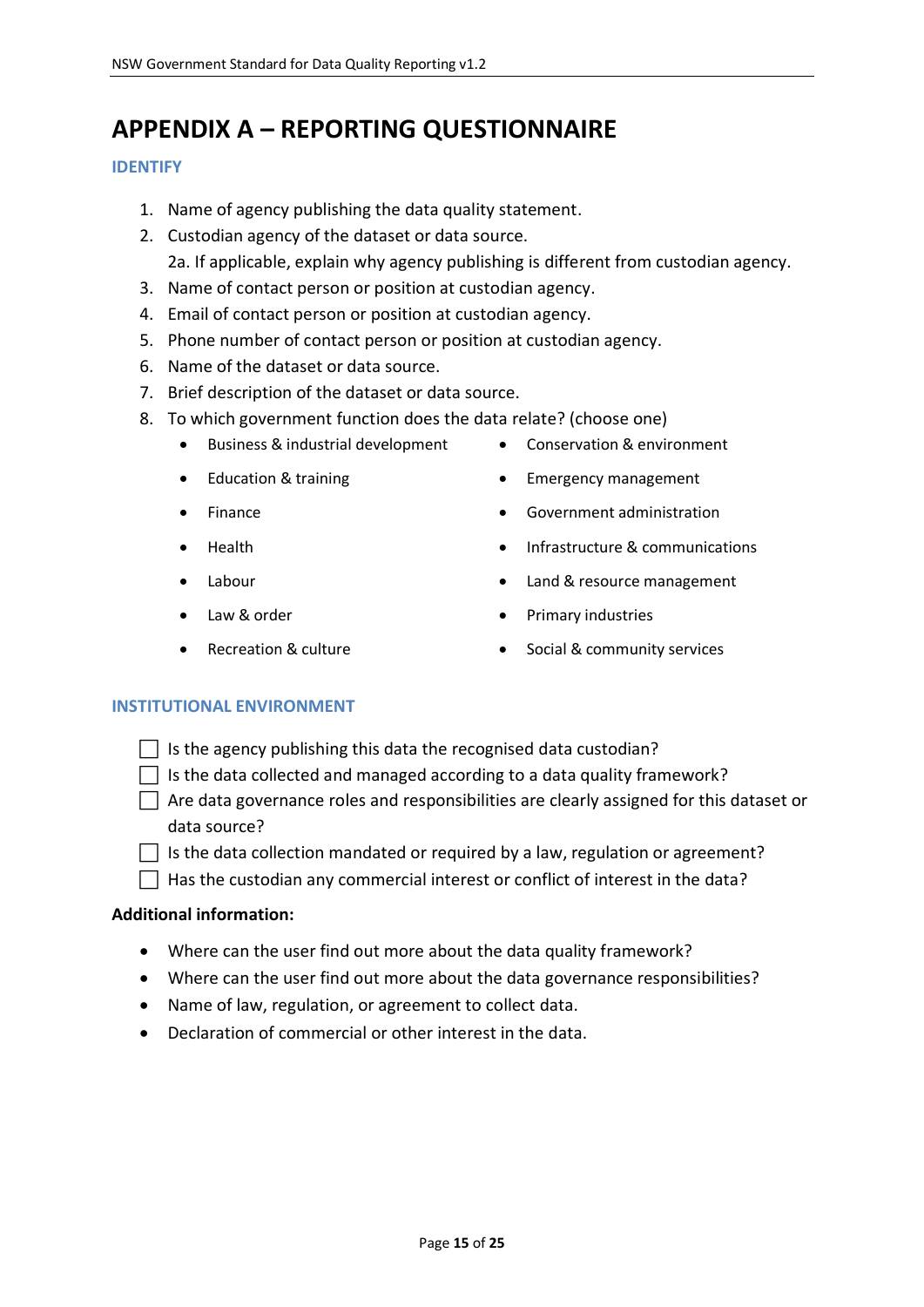# APPENDIX A – REPORTING QUESTIONNAIRE

## IDENTIFY

1. Name of agency publishing the data quality statement.
2. Custodian agency of the dataset or data source.
   2a. If applicable, explain why agency publishing is different from custodian agency.
3. Name of contact person or position at custodian agency.
4. Email of contact person or position at custodian agency.
5. Phone number of contact person or position at custodian agency.
6. Name of the dataset or data source.
7. Brief description of the dataset or data source.
8. To which government function does the data relate? (choose one)
   - Business & industrial development
   - Conservation & environment
   - Education & training
   - Emergency management
   - Finance
   - Government administration
   - Health
   - Infrastructure & communications
   - Labour
   - Land & resource management
   - Law & order
   - Primary industries
   - Recreation & culture
   - Social & community services

## INSTITUTIONAL ENVIRONMENT

- [ ] Is the agency publishing this data the recognised data custodian?
- [ ] Is the data collected and managed according to a data quality framework?
- [ ] Are data governance roles and responsibilities are clearly assigned for this dataset or data source?
- [ ] Is the data collection mandated or required by a law, regulation or agreement?
- [ ] Has the custodian any commercial interest or conflict of interest in the data?

**Additional information:**

- Where can the user find out more about the data quality framework?
- Where can the user find out more about the data governance responsibilities?
- Name of law, regulation, or agreement to collect data.
- Declaration of commercial or other interest in the data.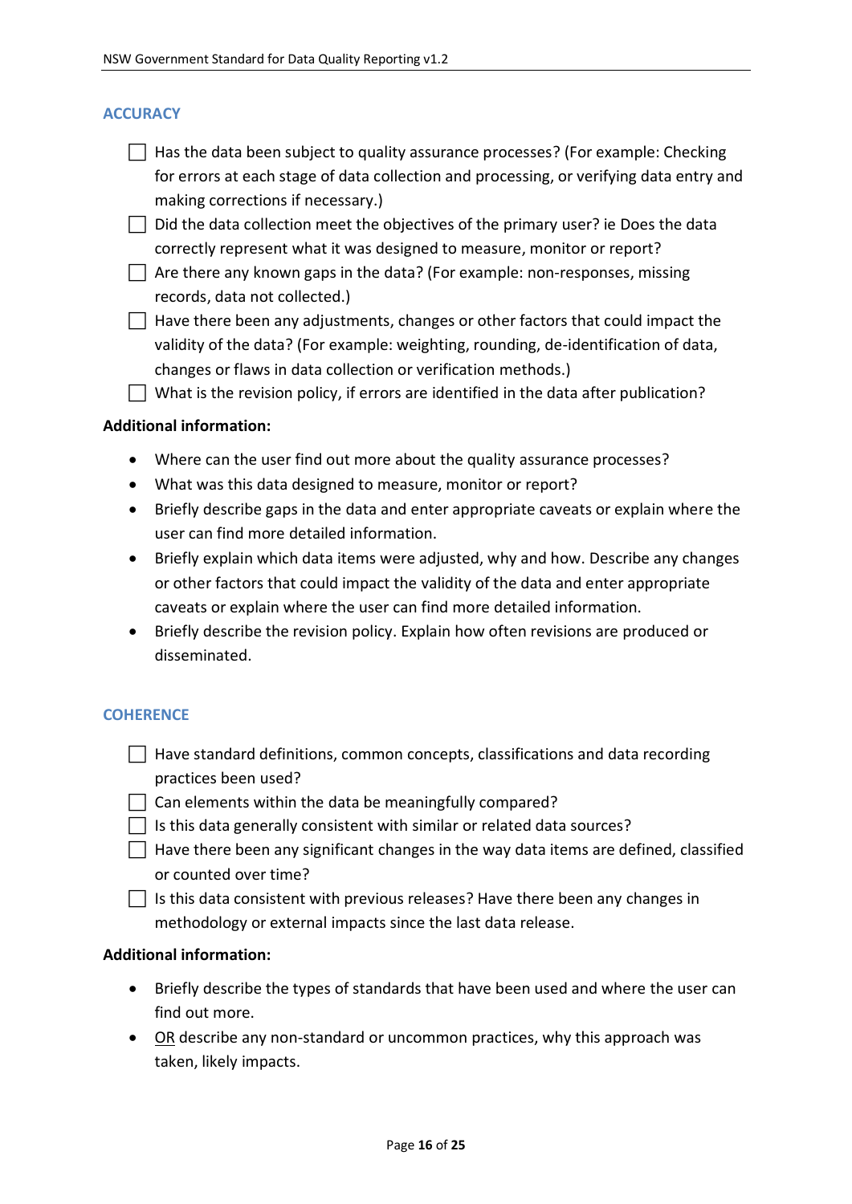## ACCURACY

- [ ] Has the data been subject to quality assurance processes? (For example: Checking for errors at each stage of data collection and processing, or verifying data entry and making corrections if necessary.)
- [ ] Did the data collection meet the objectives of the primary user? ie Does the data correctly represent what it was designed to measure, monitor or report?
- [ ] Are there any known gaps in the data? (For example: non-responses, missing records, data not collected.)
- [ ] Have there been any adjustments, changes or other factors that could impact the validity of the data? (For example: weighting, rounding, de-identification of data, changes or flaws in data collection or verification methods.)
- [ ] What is the revision policy, if errors are identified in the data after publication?

**Additional information:**

- Where can the user find out more about the quality assurance processes?
- What was this data designed to measure, monitor or report?
- Briefly describe gaps in the data and enter appropriate caveats or explain where the user can find more detailed information.
- Briefly explain which data items were adjusted, why and how. Describe any changes or other factors that could impact the validity of the data and enter appropriate caveats or explain where the user can find more detailed information.
- Briefly describe the revision policy. Explain how often revisions are produced or disseminated.

## COHERENCE

- [ ] Have standard definitions, common concepts, classifications and data recording practices been used?
- [ ] Can elements within the data be meaningfully compared?
- [ ] Is this data generally consistent with similar or related data sources?
- [ ] Have there been any significant changes in the way data items are defined, classified or counted over time?
- [ ] Is this data consistent with previous releases? Have there been any changes in methodology or external impacts since the last data release.

**Additional information:**

- Briefly describe the types of standards that have been used and where the user can find out more.
- <u>OR</u> describe any non-standard or uncommon practices, why this approach was taken, likely impacts.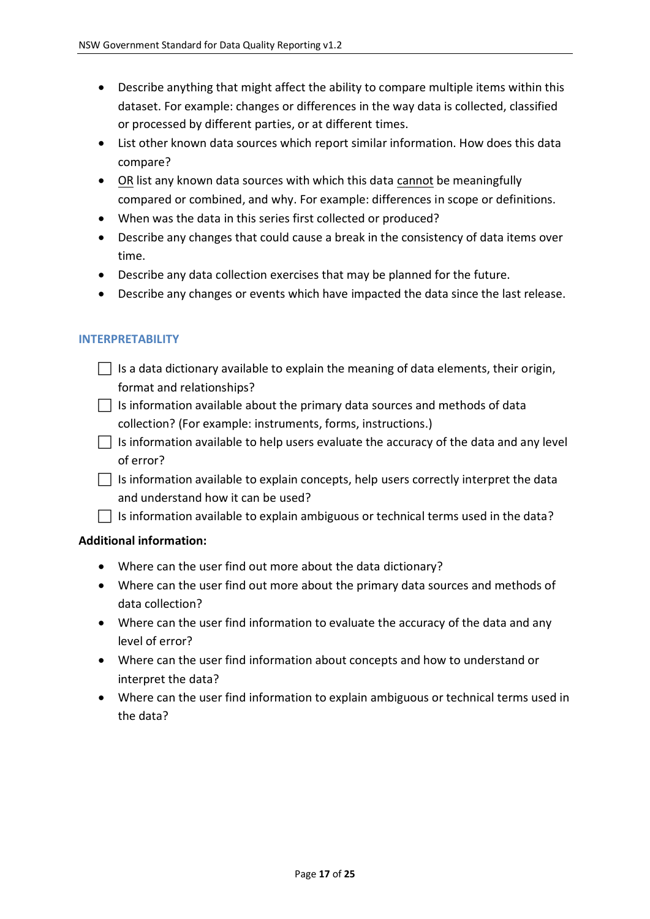- Describe anything that might affect the ability to compare multiple items within this dataset. For example: changes or differences in the way data is collected, classified or processed by different parties, or at different times.
- List other known data sources which report similar information. How does this data compare?
- <u>OR</u> list any known data sources with which this data <u>cannot</u> be meaningfully compared or combined, and why. For example: differences in scope or definitions.
- When was the data in this series first collected or produced?
- Describe any changes that could cause a break in the consistency of data items over time.
- Describe any data collection exercises that may be planned for the future.
- Describe any changes or events which have impacted the data since the last release.

### INTERPRETABILITY

- [ ] Is a data dictionary available to explain the meaning of data elements, their origin, format and relationships?
- [ ] Is information available about the primary data sources and methods of data collection? (For example: instruments, forms, instructions.)
- [ ] Is information available to help users evaluate the accuracy of the data and any level of error?
- [ ] Is information available to explain concepts, help users correctly interpret the data and understand how it can be used?
- [ ] Is information available to explain ambiguous or technical terms used in the data?

**Additional information:**

- Where can the user find out more about the data dictionary?
- Where can the user find out more about the primary data sources and methods of data collection?
- Where can the user find information to evaluate the accuracy of the data and any level of error?
- Where can the user find information about concepts and how to understand or interpret the data?
- Where can the user find information to explain ambiguous or technical terms used in the data?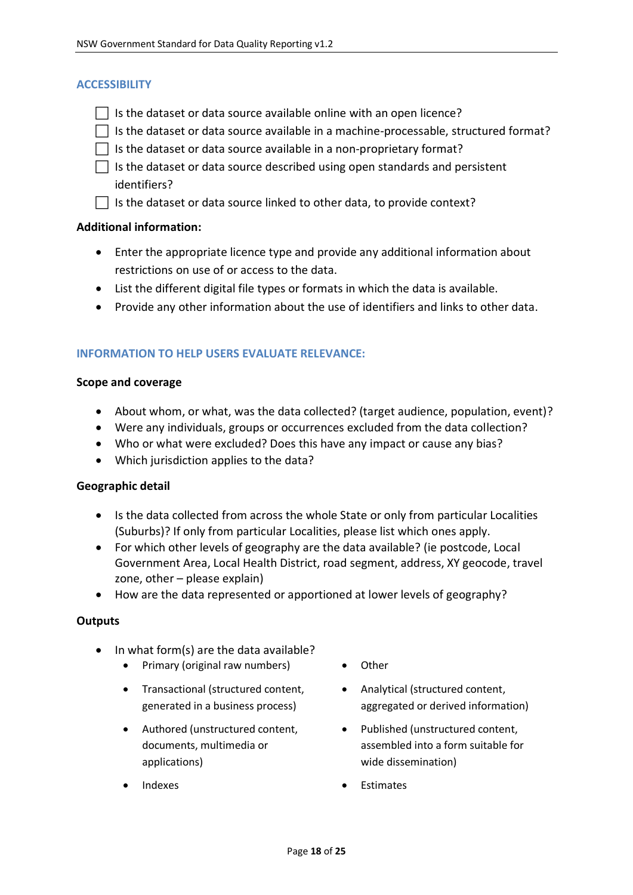## ACCESSIBILITY

- [ ] Is the dataset or data source available online with an open licence?
- [ ] Is the dataset or data source available in a machine-processable, structured format?
- [ ] Is the dataset or data source available in a non-proprietary format?
- [ ] Is the dataset or data source described using open standards and persistent identifiers?
- [ ] Is the dataset or data source linked to other data, to provide context?

**Additional information:**

- Enter the appropriate licence type and provide any additional information about restrictions on use of or access to the data.
- List the different digital file types or formats in which the data is available.
- Provide any other information about the use of identifiers and links to other data.

## INFORMATION TO HELP USERS EVALUATE RELEVANCE:

### Scope and coverage

- About whom, or what, was the data collected? (target audience, population, event)?
- Were any individuals, groups or occurrences excluded from the data collection?
- Who or what were excluded? Does this have any impact or cause any bias?
- Which jurisdiction applies to the data?

### Geographic detail

- Is the data collected from across the whole State or only from particular Localities (Suburbs)? If only from particular Localities, please list which ones apply.
- For which other levels of geography are the data available? (ie postcode, Local Government Area, Local Health District, road segment, address, XY geocode, travel zone, other – please explain)
- How are the data represented or apportioned at lower levels of geography?

### Outputs

- In what form(s) are the data available?
  - Primary (original raw numbers)
  - Transactional (structured content, generated in a business process)
  - Authored (unstructured content, documents, multimedia or applications)
  - Indexes
  - Other
  - Analytical (structured content, aggregated or derived information)
  - Published (unstructured content, assembled into a form suitable for wide dissemination)
  - Estimates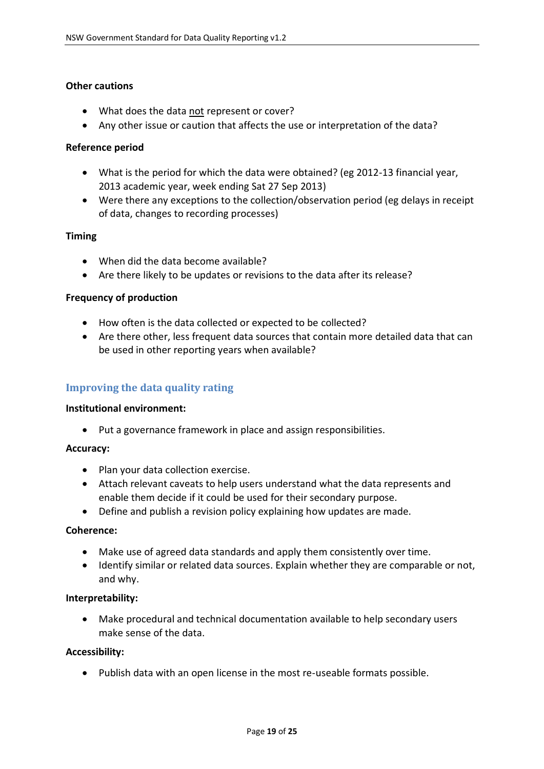**Other cautions**

- What does the data not represent or cover?
- Any other issue or caution that affects the use or interpretation of the data?

**Reference period**

- What is the period for which the data were obtained? (eg 2012-13 financial year, 2013 academic year, week ending Sat 27 Sep 2013)
- Were there any exceptions to the collection/observation period (eg delays in receipt of data, changes to recording processes)

**Timing**

- When did the data become available?
- Are there likely to be updates or revisions to the data after its release?

**Frequency of production**

- How often is the data collected or expected to be collected?
- Are there other, less frequent data sources that contain more detailed data that can be used in other reporting years when available?

## Improving the data quality rating

**Institutional environment:**

- Put a governance framework in place and assign responsibilities.

**Accuracy:**

- Plan your data collection exercise.
- Attach relevant caveats to help users understand what the data represents and enable them decide if it could be used for their secondary purpose.
- Define and publish a revision policy explaining how updates are made.

**Coherence:**

- Make use of agreed data standards and apply them consistently over time.
- Identify similar or related data sources. Explain whether they are comparable or not, and why.

**Interpretability:**

- Make procedural and technical documentation available to help secondary users make sense of the data.

**Accessibility:**

- Publish data with an open license in the most re-useable formats possible.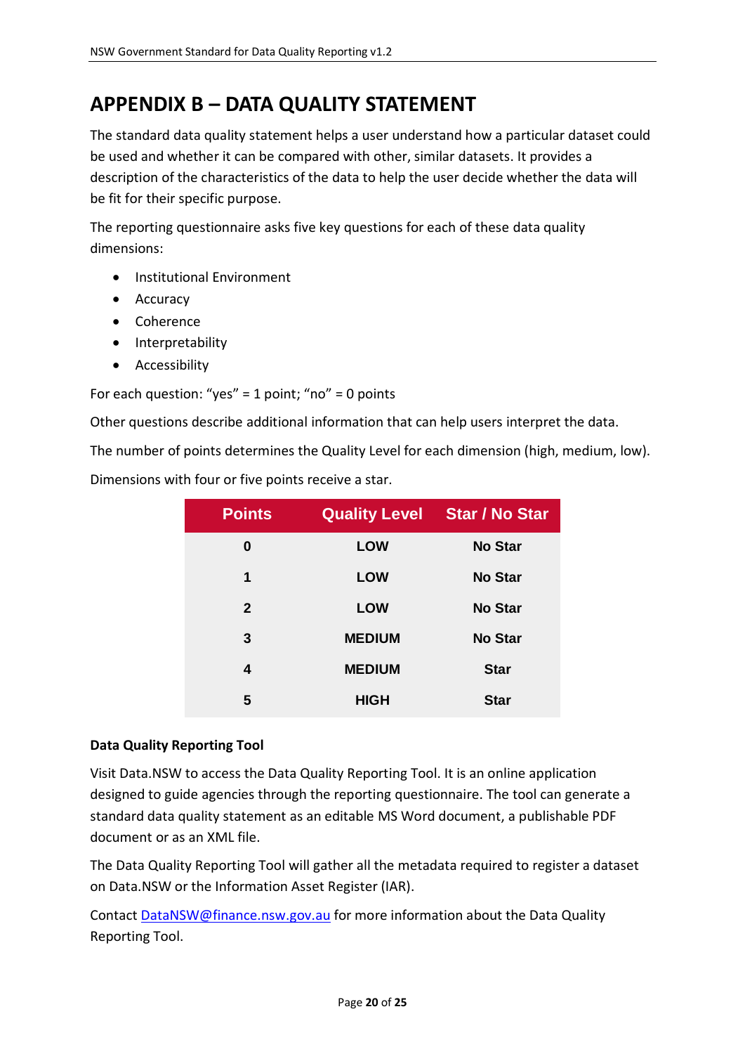# APPENDIX B – DATA QUALITY STATEMENT

The standard data quality statement helps a user understand how a particular dataset could be used and whether it can be compared with other, similar datasets. It provides a description of the characteristics of the data to help the user decide whether the data will be fit for their specific purpose.

The reporting questionnaire asks five key questions for each of these data quality dimensions:

- Institutional Environment
- Accuracy
- Coherence
- Interpretability
- Accessibility

For each question: "yes" = 1 point; "no" = 0 points

Other questions describe additional information that can help users interpret the data.

The number of points determines the Quality Level for each dimension (high, medium, low).

Dimensions with four or five points receive a star.

| Points | Quality Level | Star / No Star |
|---|---|---|
| 0 | LOW | No Star |
| 1 | LOW | No Star |
| 2 | LOW | No Star |
| 3 | MEDIUM | No Star |
| 4 | MEDIUM | Star |
| 5 | HIGH | Star |

**Data Quality Reporting Tool**

Visit Data.NSW to access the Data Quality Reporting Tool. It is an online application designed to guide agencies through the reporting questionnaire. The tool can generate a standard data quality statement as an editable MS Word document, a publishable PDF document or as an XML file.

The Data Quality Reporting Tool will gather all the metadata required to register a dataset on Data.NSW or the Information Asset Register (IAR).

Contact DataNSW@finance.nsw.gov.au for more information about the Data Quality Reporting Tool.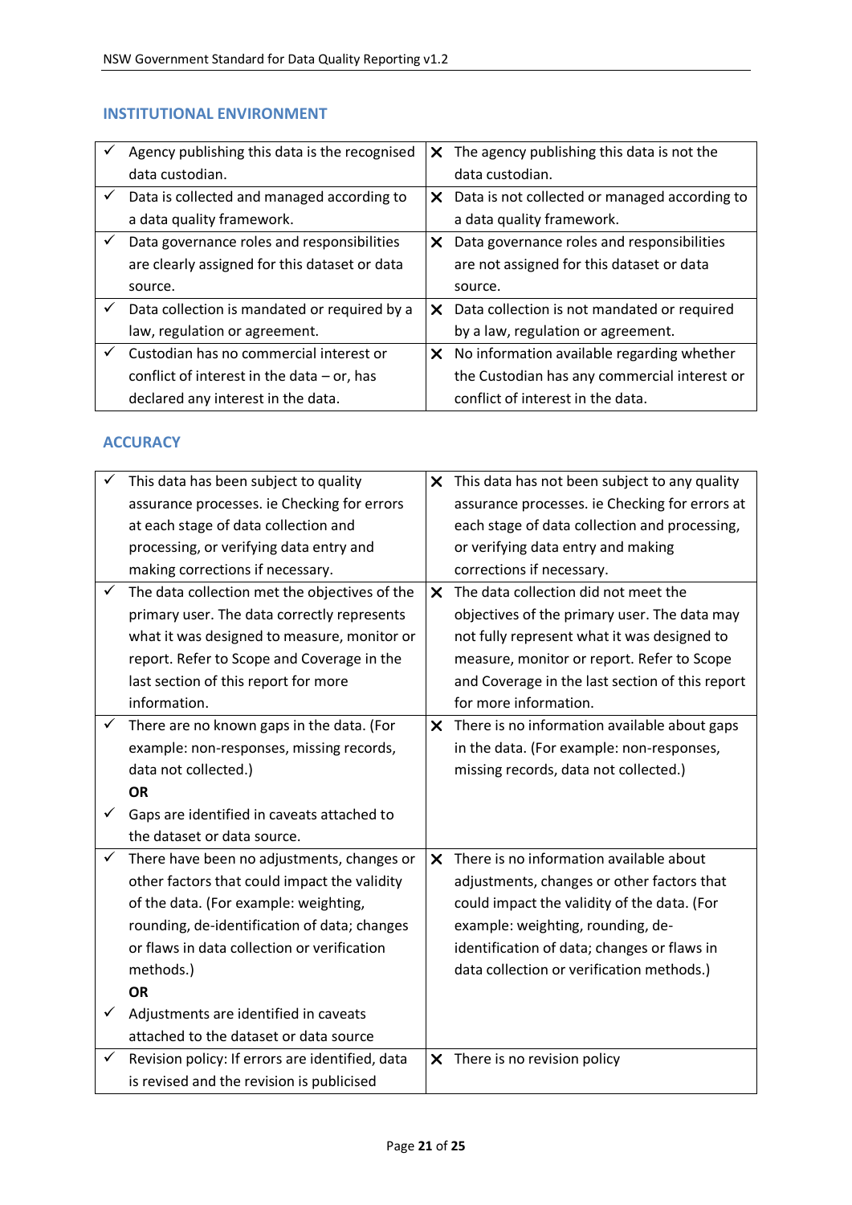## INSTITUTIONAL ENVIRONMENT

| ✓ | ✗ |
|---|---|
| ✓ Agency publishing this data is the recognised data custodian. | ✗ The agency publishing this data is not the data custodian. |
| ✓ Data is collected and managed according to a data quality framework. | ✗ Data is not collected or managed according to a data quality framework. |
| ✓ Data governance roles and responsibilities are clearly assigned for this dataset or data source. | ✗ Data governance roles and responsibilities are not assigned for this dataset or data source. |
| ✓ Data collection is mandated or required by a law, regulation or agreement. | ✗ Data collection is not mandated or required by a law, regulation or agreement. |
| ✓ Custodian has no commercial interest or conflict of interest in the data – or, has declared any interest in the data. | ✗ No information available regarding whether the Custodian has any commercial interest or conflict of interest in the data. |

## ACCURACY

| ✓ | ✗ |
|---|---|
| ✓ This data has been subject to quality assurance processes. ie Checking for errors at each stage of data collection and processing, or verifying data entry and making corrections if necessary. | ✗ This data has not been subject to any quality assurance processes. ie Checking for errors at each stage of data collection and processing, or verifying data entry and making corrections if necessary. |
| ✓ The data collection met the objectives of the primary user. The data correctly represents what it was designed to measure, monitor or report. Refer to Scope and Coverage in the last section of this report for more information. | ✗ The data collection did not meet the objectives of the primary user. The data may not fully represent what it was designed to measure, monitor or report. Refer to Scope and Coverage in the last section of this report for more information. |
| ✓ There are no known gaps in the data. (For example: non-responses, missing records, data not collected.) **OR** ✓ Gaps are identified in caveats attached to the dataset or data source. | ✗ There is no information available about gaps in the data. (For example: non-responses, missing records, data not collected.) |
| ✓ There have been no adjustments, changes or other factors that could impact the validity of the data. (For example: weighting, rounding, de-identification of data; changes or flaws in data collection or verification methods.) **OR** ✓ Adjustments are identified in caveats attached to the dataset or data source | ✗ There is no information available about adjustments, changes or other factors that could impact the validity of the data. (For example: weighting, rounding, de-identification of data; changes or flaws in data collection or verification methods.) |
| ✓ Revision policy: If errors are identified, data is revised and the revision is publicised | ✗ There is no revision policy |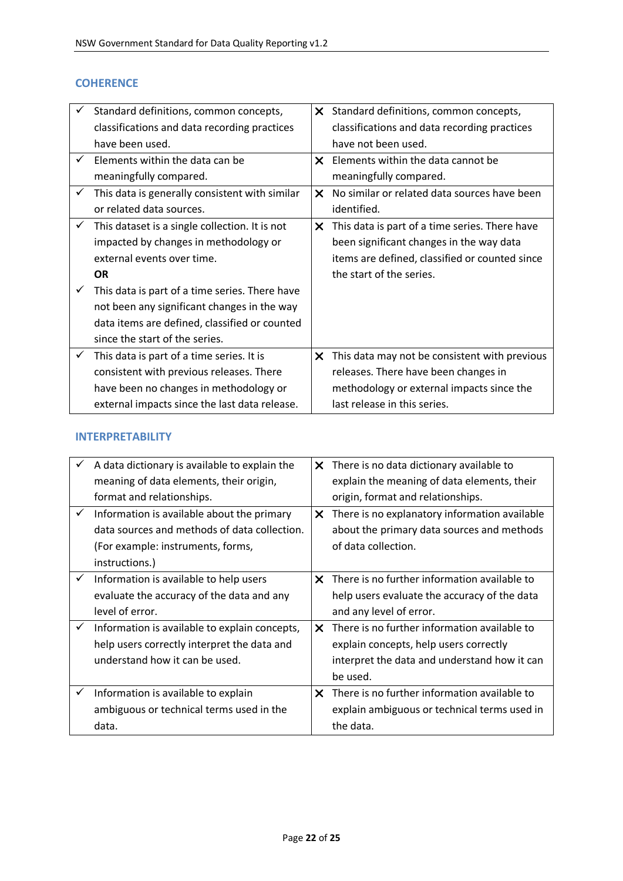## COHERENCE

| ✓ | ✗ |
|---|---|
| ✓ Standard definitions, common concepts, classifications and data recording practices have been used. | ✗ Standard definitions, common concepts, classifications and data recording practices have not been used. |
| ✓ Elements within the data can be meaningfully compared. | ✗ Elements within the data cannot be meaningfully compared. |
| ✓ This data is generally consistent with similar or related data sources. | ✗ No similar or related data sources have been identified. |
| ✓ This dataset is a single collection. It is not impacted by changes in methodology or external events over time. **OR** ✓ This data is part of a time series. There have not been any significant changes in the way data items are defined, classified or counted since the start of the series. | ✗ This data is part of a time series. There have been significant changes in the way data items are defined, classified or counted since the start of the series. |
| ✓ This data is part of a time series. It is consistent with previous releases. There have been no changes in methodology or external impacts since the last data release. | ✗ This data may not be consistent with previous releases. There have been changes in methodology or external impacts since the last release in this series. |

## INTERPRETABILITY

| ✓ | ✗ |
|---|---|
| ✓ A data dictionary is available to explain the meaning of data elements, their origin, format and relationships. | ✗ There is no data dictionary available to explain the meaning of data elements, their origin, format and relationships. |
| ✓ Information is available about the primary data sources and methods of data collection. (For example: instruments, forms, instructions.) | ✗ There is no explanatory information available about the primary data sources and methods of data collection. |
| ✓ Information is available to help users evaluate the accuracy of the data and any level of error. | ✗ There is no further information available to help users evaluate the accuracy of the data and any level of error. |
| ✓ Information is available to explain concepts, help users correctly interpret the data and understand how it can be used. | ✗ There is no further information available to explain concepts, help users correctly interpret the data and understand how it can be used. |
| ✓ Information is available to explain ambiguous or technical terms used in the data. | ✗ There is no further information available to explain ambiguous or technical terms used in the data. |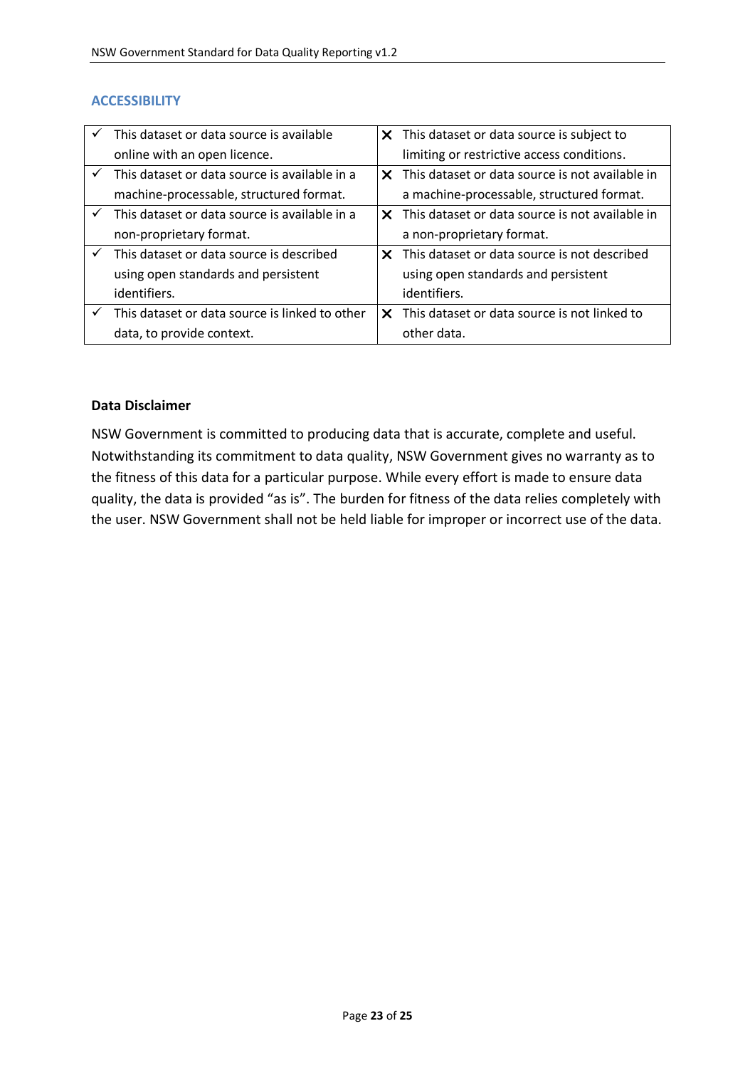### ACCESSIBILITY

| | |
|---|---|
| ✓ This dataset or data source is available online with an open licence. | ✕ This dataset or data source is subject to limiting or restrictive access conditions. |
| ✓ This dataset or data source is available in a machine-processable, structured format. | ✕ This dataset or data source is not available in a machine-processable, structured format. |
| ✓ This dataset or data source is available in a non-proprietary format. | ✕ This dataset or data source is not available in a non-proprietary format. |
| ✓ This dataset or data source is described using open standards and persistent identifiers. | ✕ This dataset or data source is not described using open standards and persistent identifiers. |
| ✓ This dataset or data source is linked to other data, to provide context. | ✕ This dataset or data source is not linked to other data. |

**Data Disclaimer**

NSW Government is committed to producing data that is accurate, complete and useful. Notwithstanding its commitment to data quality, NSW Government gives no warranty as to the fitness of this data for a particular purpose. While every effort is made to ensure data quality, the data is provided "as is". The burden for fitness of the data relies completely with the user. NSW Government shall not be held liable for improper or incorrect use of the data.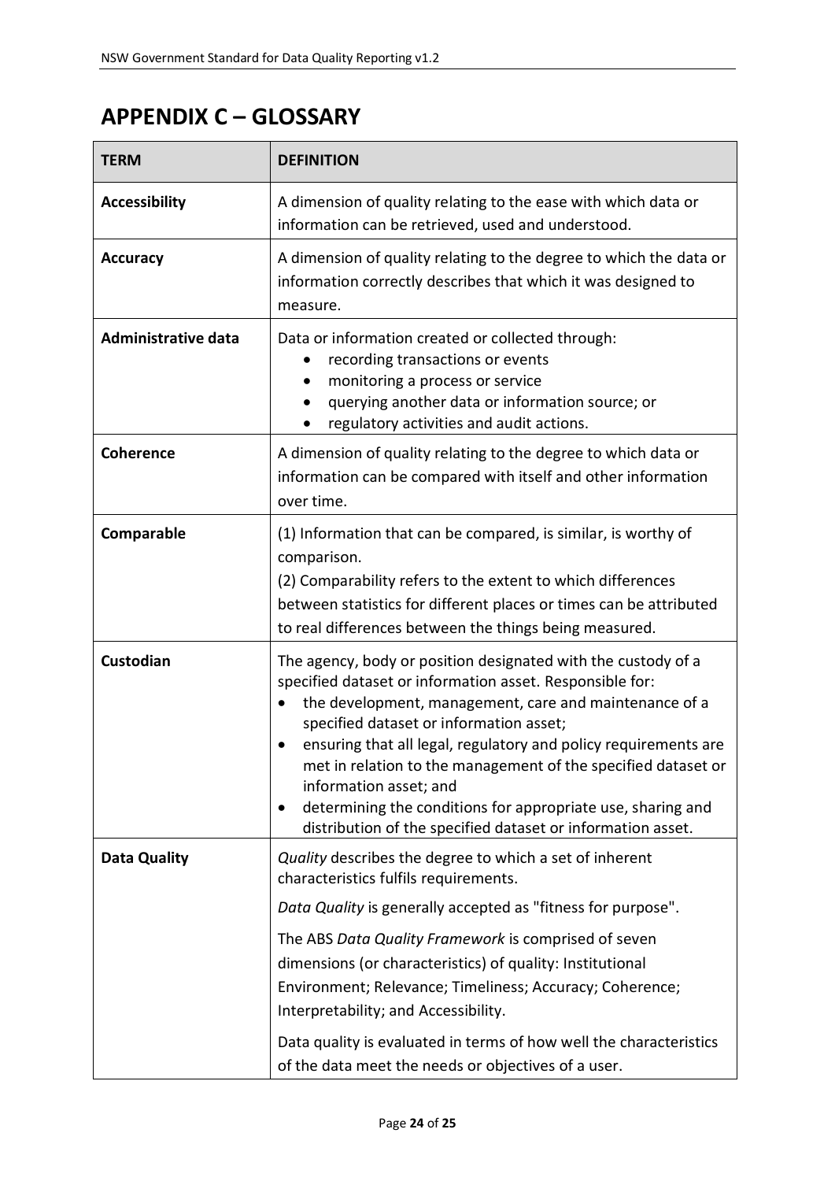# APPENDIX C – GLOSSARY

| TERM | DEFINITION |
|---|---|
| **Accessibility** | A dimension of quality relating to the ease with which data or information can be retrieved, used and understood. |
| **Accuracy** | A dimension of quality relating to the degree to which the data or information correctly describes that which it was designed to measure. |
| **Administrative data** | Data or information created or collected through:<br>• recording transactions or events<br>• monitoring a process or service<br>• querying another data or information source; or<br>• regulatory activities and audit actions. |
| **Coherence** | A dimension of quality relating to the degree to which data or information can be compared with itself and other information over time. |
| **Comparable** | (1) Information that can be compared, is similar, is worthy of comparison.<br>(2) Comparability refers to the extent to which differences between statistics for different places or times can be attributed to real differences between the things being measured. |
| **Custodian** | The agency, body or position designated with the custody of a specified dataset or information asset. Responsible for:<br>• the development, management, care and maintenance of a specified dataset or information asset;<br>• ensuring that all legal, regulatory and policy requirements are met in relation to the management of the specified dataset or information asset; and<br>• determining the conditions for appropriate use, sharing and distribution of the specified dataset or information asset. |
| **Data Quality** | *Quality* describes the degree to which a set of inherent characteristics fulfils requirements.<br>*Data Quality* is generally accepted as "fitness for purpose".<br>The ABS *Data Quality Framework* is comprised of seven dimensions (or characteristics) of quality: Institutional Environment; Relevance; Timeliness; Accuracy; Coherence; Interpretability; and Accessibility.<br>Data quality is evaluated in terms of how well the characteristics of the data meet the needs or objectives of a user. |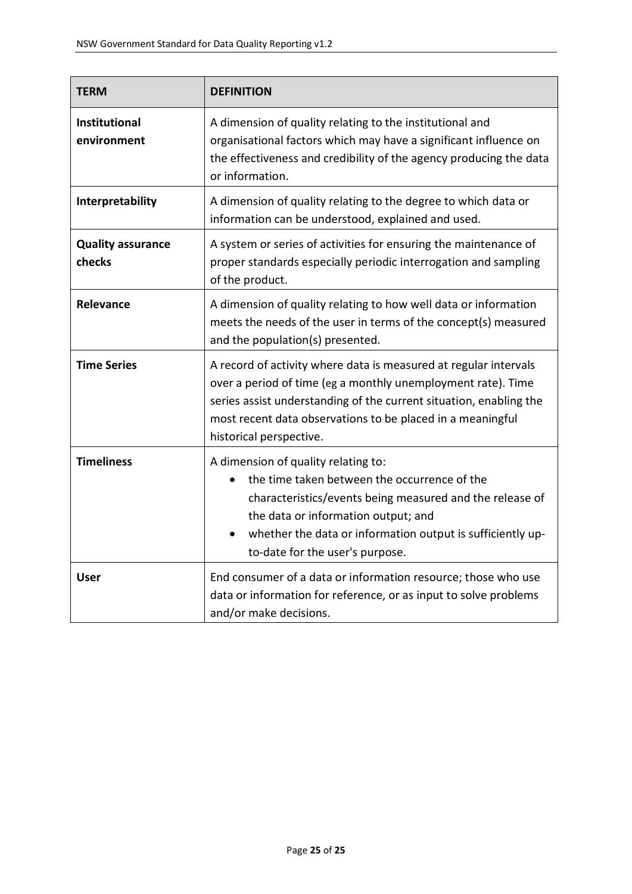| TERM | DEFINITION |
|---|---|
| **Institutional environment** | A dimension of quality relating to the institutional and organisational factors which may have a significant influence on the effectiveness and credibility of the agency producing the data or information. |
| **Interpretability** | A dimension of quality relating to the degree to which data or information can be understood, explained and used. |
| **Quality assurance checks** | A system or series of activities for ensuring the maintenance of proper standards especially periodic interrogation and sampling of the product. |
| **Relevance** | A dimension of quality relating to how well data or information meets the needs of the user in terms of the concept(s) measured and the population(s) presented. |
| **Time Series** | A record of activity where data is measured at regular intervals over a period of time (eg a monthly unemployment rate). Time series assist understanding of the current situation, enabling the most recent data observations to be placed in a meaningful historical perspective. |
| **Timeliness** | A dimension of quality relating to: <br>• the time taken between the occurrence of the characteristics/events being measured and the release of the data or information output; and <br>• whether the data or information output is sufficiently up-to-date for the user's purpose. |
| **User** | End consumer of a data or information resource; those who use data or information for reference, or as input to solve problems and/or make decisions. |